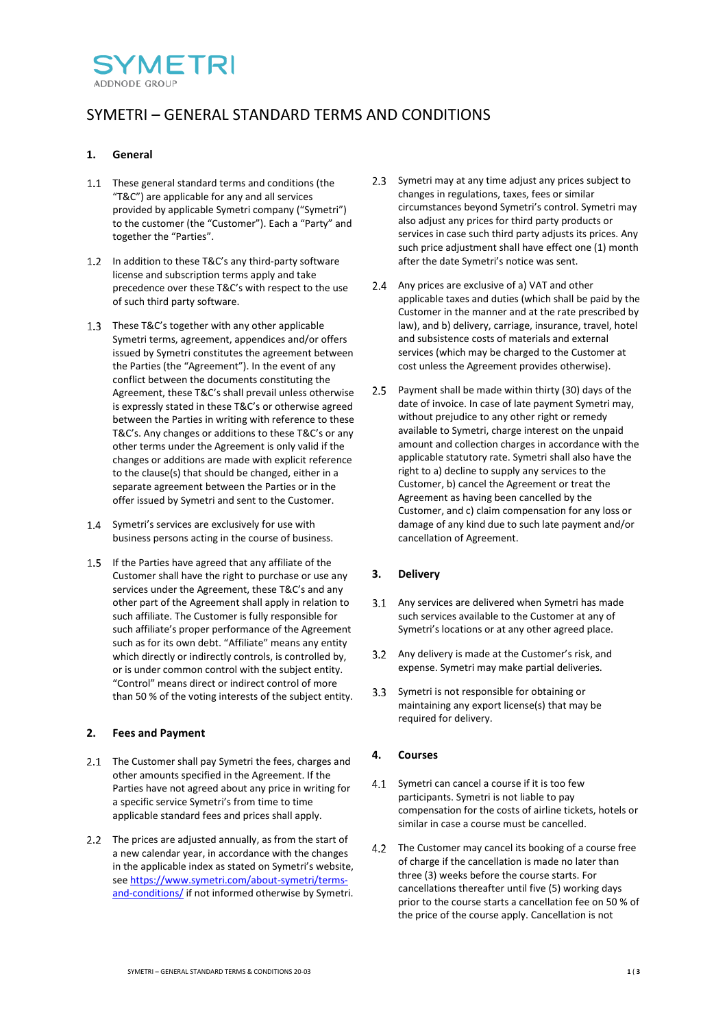SYMETRI
ADDNODE GROUP

# SYMETRI – GENERAL STANDARD TERMS AND CONDITIONS

## 1. General

1.1 These general standard terms and conditions (the "T&C") are applicable for any and all services provided by applicable Symetri company ("Symetri") to the customer (the "Customer"). Each a "Party" and together the "Parties".

1.2 In addition to these T&C's any third-party software license and subscription terms apply and take precedence over these T&C's with respect to the use of such third party software.

1.3 These T&C's together with any other applicable Symetri terms, agreement, appendices and/or offers issued by Symetri constitutes the agreement between the Parties (the "Agreement"). In the event of any conflict between the documents constituting the Agreement, these T&C's shall prevail unless otherwise is expressly stated in these T&C's or otherwise agreed between the Parties in writing with reference to these T&C's. Any changes or additions to these T&C's or any other terms under the Agreement is only valid if the changes or additions are made with explicit reference to the clause(s) that should be changed, either in a separate agreement between the Parties or in the offer issued by Symetri and sent to the Customer.

1.4 Symetri's services are exclusively for use with business persons acting in the course of business.

1.5 If the Parties have agreed that any affiliate of the Customer shall have the right to purchase or use any services under the Agreement, these T&C's and any other part of the Agreement shall apply in relation to such affiliate. The Customer is fully responsible for such affiliate's proper performance of the Agreement such as for its own debt. "Affiliate" means any entity which directly or indirectly controls, is controlled by, or is under common control with the subject entity. "Control" means direct or indirect control of more than 50 % of the voting interests of the subject entity.

## 2. Fees and Payment

2.1 The Customer shall pay Symetri the fees, charges and other amounts specified in the Agreement. If the Parties have not agreed about any price in writing for a specific service Symetri's from time to time applicable standard fees and prices shall apply.

2.2 The prices are adjusted annually, as from the start of a new calendar year, in accordance with the changes in the applicable index as stated on Symetri's website, see [https://www.symetri.com/about-symetri/terms-and-conditions/](https://www.symetri.com/about-symetri/terms-and-conditions/) if not informed otherwise by Symetri.

2.3 Symetri may at any time adjust any prices subject to changes in regulations, taxes, fees or similar circumstances beyond Symetri's control. Symetri may also adjust any prices for third party products or services in case such third party adjusts its prices. Any such price adjustment shall have effect one (1) month after the date Symetri's notice was sent.

2.4 Any prices are exclusive of a) VAT and other applicable taxes and duties (which shall be paid by the Customer in the manner and at the rate prescribed by law), and b) delivery, carriage, insurance, travel, hotel and subsistence costs of materials and external services (which may be charged to the Customer at cost unless the Agreement provides otherwise).

2.5 Payment shall be made within thirty (30) days of the date of invoice. In case of late payment Symetri may, without prejudice to any other right or remedy available to Symetri, charge interest on the unpaid amount and collection charges in accordance with the applicable statutory rate. Symetri shall also have the right to a) decline to supply any services to the Customer, b) cancel the Agreement or treat the Agreement as having been cancelled by the Customer, and c) claim compensation for any loss or damage of any kind due to such late payment and/or cancellation of Agreement.

## 3. Delivery

3.1 Any services are delivered when Symetri has made such services available to the Customer at any of Symetri's locations or at any other agreed place.

3.2 Any delivery is made at the Customer's risk, and expense. Symetri may make partial deliveries.

3.3 Symetri is not responsible for obtaining or maintaining any export license(s) that may be required for delivery.

## 4. Courses

4.1 Symetri can cancel a course if it is too few participants. Symetri is not liable to pay compensation for the costs of airline tickets, hotels or similar in case a course must be cancelled.

4.2 The Customer may cancel its booking of a course free of charge if the cancellation is made no later than three (3) weeks before the course starts. For cancellations thereafter until five (5) working days prior to the course starts a cancellation fee on 50 % of the price of the course apply. Cancellation is not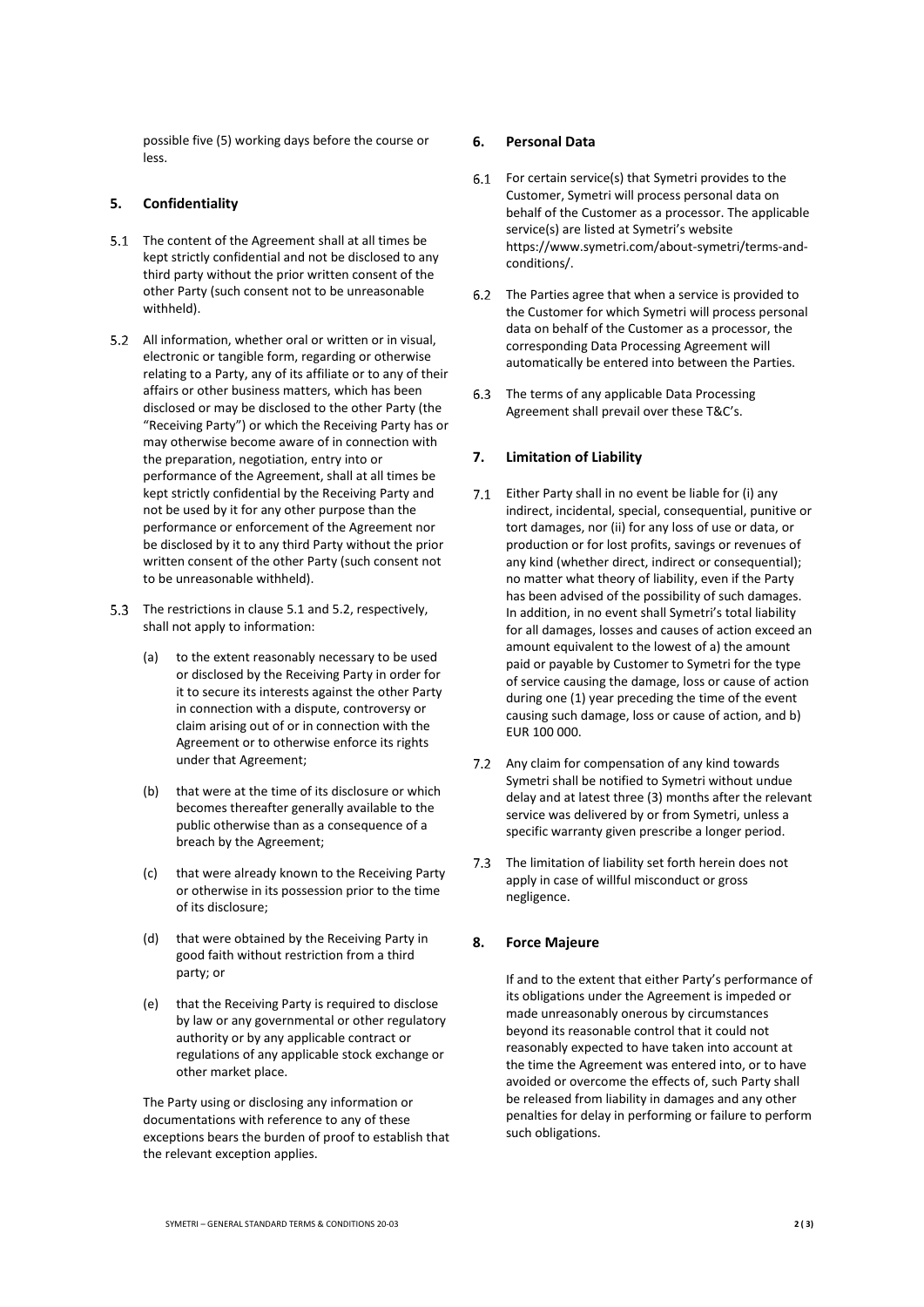possible five (5) working days before the course or less.

## 5. Confidentiality

5.1 The content of the Agreement shall at all times be kept strictly confidential and not be disclosed to any third party without the prior written consent of the other Party (such consent not to be unreasonable withheld).

5.2 All information, whether oral or written or in visual, electronic or tangible form, regarding or otherwise relating to a Party, any of its affiliate or to any of their affairs or other business matters, which has been disclosed or may be disclosed to the other Party (the "Receiving Party") or which the Receiving Party has or may otherwise become aware of in connection with the preparation, negotiation, entry into or performance of the Agreement, shall at all times be kept strictly confidential by the Receiving Party and not be used by it for any other purpose than the performance or enforcement of the Agreement nor be disclosed by it to any third Party without the prior written consent of the other Party (such consent not to be unreasonable withheld).

5.3 The restrictions in clause 5.1 and 5.2, respectively, shall not apply to information:

(a) to the extent reasonably necessary to be used or disclosed by the Receiving Party in order for it to secure its interests against the other Party in connection with a dispute, controversy or claim arising out of or in connection with the Agreement or to otherwise enforce its rights under that Agreement;

(b) that were at the time of its disclosure or which becomes thereafter generally available to the public otherwise than as a consequence of a breach by the Agreement;

(c) that were already known to the Receiving Party or otherwise in its possession prior to the time of its disclosure;

(d) that were obtained by the Receiving Party in good faith without restriction from a third party; or

(e) that the Receiving Party is required to disclose by law or any governmental or other regulatory authority or by any applicable contract or regulations of any applicable stock exchange or other market place.

The Party using or disclosing any information or documentations with reference to any of these exceptions bears the burden of proof to establish that the relevant exception applies.

## 6. Personal Data

6.1 For certain service(s) that Symetri provides to the Customer, Symetri will process personal data on behalf of the Customer as a processor. The applicable service(s) are listed at Symetri's website https://www.symetri.com/about-symetri/terms-and-conditions/.

6.2 The Parties agree that when a service is provided to the Customer for which Symetri will process personal data on behalf of the Customer as a processor, the corresponding Data Processing Agreement will automatically be entered into between the Parties.

6.3 The terms of any applicable Data Processing Agreement shall prevail over these T&C's.

## 7. Limitation of Liability

7.1 Either Party shall in no event be liable for (i) any indirect, incidental, special, consequential, punitive or tort damages, nor (ii) for any loss of use or data, or production or for lost profits, savings or revenues of any kind (whether direct, indirect or consequential); no matter what theory of liability, even if the Party has been advised of the possibility of such damages. In addition, in no event shall Symetri's total liability for all damages, losses and causes of action exceed an amount equivalent to the lowest of a) the amount paid or payable by Customer to Symetri for the type of service causing the damage, loss or cause of action during one (1) year preceding the time of the event causing such damage, loss or cause of action, and b) EUR 100 000.

7.2 Any claim for compensation of any kind towards Symetri shall be notified to Symetri without undue delay and at latest three (3) months after the relevant service was delivered by or from Symetri, unless a specific warranty given prescribe a longer period.

7.3 The limitation of liability set forth herein does not apply in case of willful misconduct or gross negligence.

## 8. Force Majeure

If and to the extent that either Party's performance of its obligations under the Agreement is impeded or made unreasonably onerous by circumstances beyond its reasonable control that it could not reasonably expected to have taken into account at the time the Agreement was entered into, or to have avoided or overcome the effects of, such Party shall be released from liability in damages and any other penalties for delay in performing or failure to perform such obligations.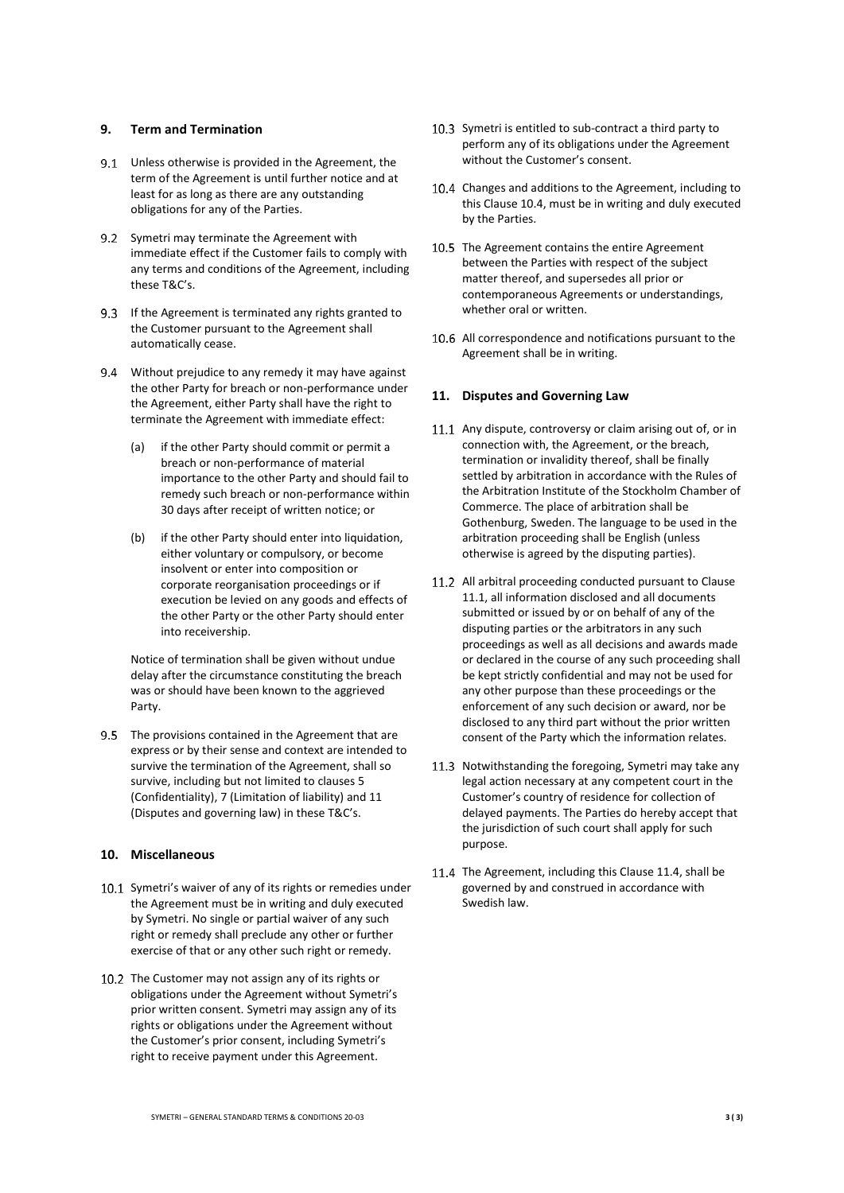## 9. Term and Termination

9.1 Unless otherwise is provided in the Agreement, the term of the Agreement is until further notice and at least for as long as there are any outstanding obligations for any of the Parties.

9.2 Symetri may terminate the Agreement with immediate effect if the Customer fails to comply with any terms and conditions of the Agreement, including these T&C's.

9.3 If the Agreement is terminated any rights granted to the Customer pursuant to the Agreement shall automatically cease.

9.4 Without prejudice to any remedy it may have against the other Party for breach or non-performance under the Agreement, either Party shall have the right to terminate the Agreement with immediate effect:

(a) if the other Party should commit or permit a breach or non-performance of material importance to the other Party and should fail to remedy such breach or non-performance within 30 days after receipt of written notice; or

(b) if the other Party should enter into liquidation, either voluntary or compulsory, or become insolvent or enter into composition or corporate reorganisation proceedings or if execution be levied on any goods and effects of the other Party or the other Party should enter into receivership.

Notice of termination shall be given without undue delay after the circumstance constituting the breach was or should have been known to the aggrieved Party.

9.5 The provisions contained in the Agreement that are express or by their sense and context are intended to survive the termination of the Agreement, shall so survive, including but not limited to clauses 5 (Confidentiality), 7 (Limitation of liability) and 11 (Disputes and governing law) in these T&C's.

## 10. Miscellaneous

10.1 Symetri's waiver of any of its rights or remedies under the Agreement must be in writing and duly executed by Symetri. No single or partial waiver of any such right or remedy shall preclude any other or further exercise of that or any other such right or remedy.

10.2 The Customer may not assign any of its rights or obligations under the Agreement without Symetri's prior written consent. Symetri may assign any of its rights or obligations under the Agreement without the Customer's prior consent, including Symetri's right to receive payment under this Agreement.

10.3 Symetri is entitled to sub-contract a third party to perform any of its obligations under the Agreement without the Customer's consent.

10.4 Changes and additions to the Agreement, including to this Clause 10.4, must be in writing and duly executed by the Parties.

10.5 The Agreement contains the entire Agreement between the Parties with respect of the subject matter thereof, and supersedes all prior or contemporaneous Agreements or understandings, whether oral or written.

10.6 All correspondence and notifications pursuant to the Agreement shall be in writing.

## 11. Disputes and Governing Law

11.1 Any dispute, controversy or claim arising out of, or in connection with, the Agreement, or the breach, termination or invalidity thereof, shall be finally settled by arbitration in accordance with the Rules of the Arbitration Institute of the Stockholm Chamber of Commerce. The place of arbitration shall be Gothenburg, Sweden. The language to be used in the arbitration proceeding shall be English (unless otherwise is agreed by the disputing parties).

11.2 All arbitral proceeding conducted pursuant to Clause 11.1, all information disclosed and all documents submitted or issued by or on behalf of any of the disputing parties or the arbitrators in any such proceedings as well as all decisions and awards made or declared in the course of any such proceeding shall be kept strictly confidential and may not be used for any other purpose than these proceedings or the enforcement of any such decision or award, nor be disclosed to any third part without the prior written consent of the Party which the information relates.

11.3 Notwithstanding the foregoing, Symetri may take any legal action necessary at any competent court in the Customer's country of residence for collection of delayed payments. The Parties do hereby accept that the jurisdiction of such court shall apply for such purpose.

11.4 The Agreement, including this Clause 11.4, shall be governed by and construed in accordance with Swedish law.